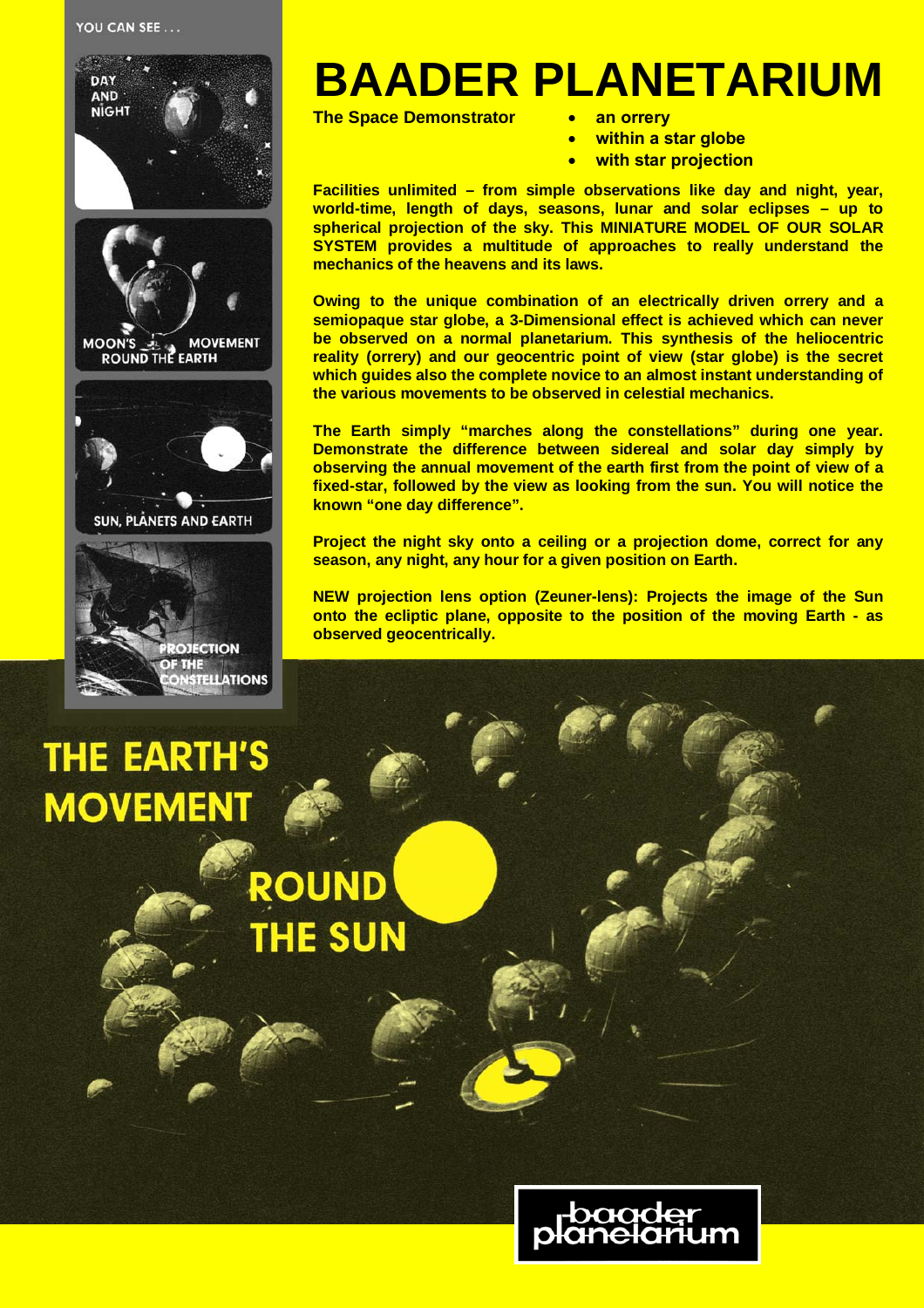YOU CAN SEE . . .

DAY AND NIGHT

MOON'S MOVEMENT ROUND THE EARTH

SUN, PLANETS AND EARTH

PROJECTION OF THE CONSTELLATIONS

# BAADER PLANETARIUM

**The Space Demonstrator**

- **an orrery**
- **within a star globe**
- **with star projection**

**Facilities unlimited – from simple observations like day and night, year, world-time, length of days, seasons, lunar and solar eclipses – up to spherical projection of the sky. This MINIATURE MODEL OF OUR SOLAR SYSTEM provides a multitude of approaches to really understand the mechanics of the heavens and its laws.**

**Owing to the unique combination of an electrically driven orrery and a semiopaque star globe, a 3-Dimensional effect is achieved which can never be observed on a normal planetarium. This synthesis of the heliocentric reality (orrery) and our geocentric point of view (star globe) is the secret which guides also the complete novice to an almost instant understanding of the various movements to be observed in celestial mechanics.**

**The Earth simply "marches along the constellations" during one year. Demonstrate the difference between sidereal and solar day simply by observing the annual movement of the earth first from the point of view of a fixed-star, followed by the view as looking from the sun. You will notice the known "one day difference".**

**Project the night sky onto a ceiling or a projection dome, correct for any season, any night, any hour for a given position on Earth.**

**NEW projection lens option (Zeuner-lens): Projects the image of the Sun onto the ecliptic plane, opposite to the position of the moving Earth - as observed geocentrically.**

## THE EARTH'S MOVEMENT ROUND THE SUN

baader planetarium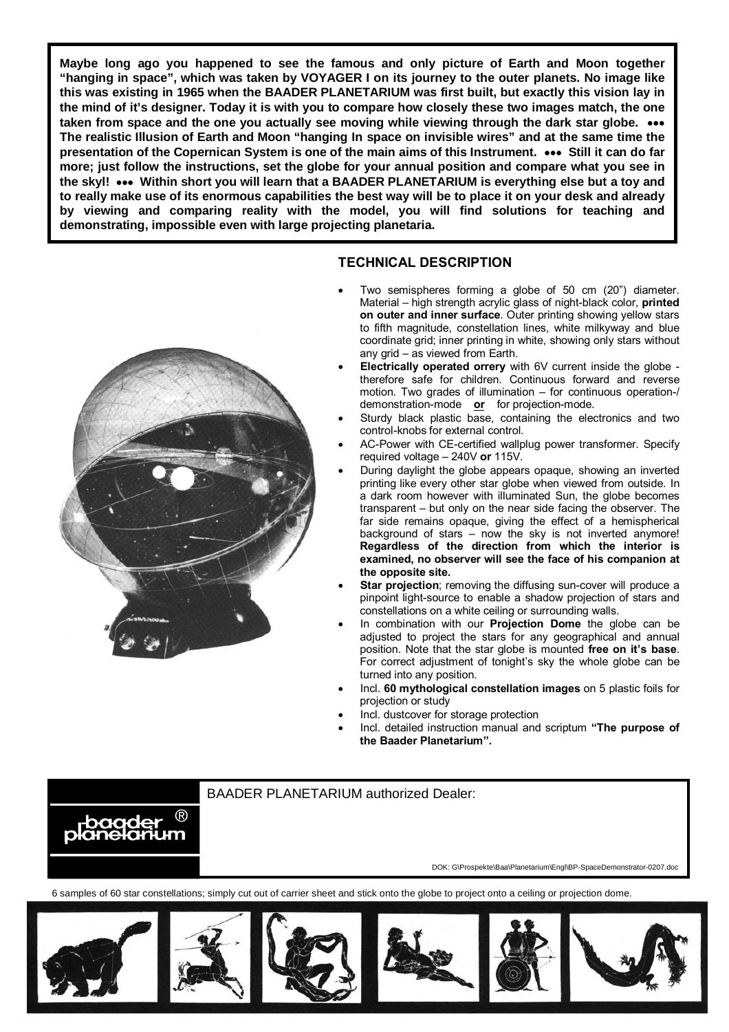**Maybe long ago you happened to see the famous and only picture of Earth and Moon together "hanging in space", which was taken by VOYAGER I on its journey to the outer planets. No image like this was existing in 1965 when the BAADER PLANETARIUM was first built, but exactly this vision lay in the mind of it's designer. Today it is with you to compare how closely these two images match, the one taken from space and the one you actually see moving while viewing through the dark star globe. ●●● The realistic Illusion of Earth and Moon "hanging In space on invisible wires" and at the same time the presentation of the Copernican System is one of the main aims of this Instrument. ●●● Still it can do far more; just follow the instructions, set the globe for your annual position and compare what you see in the sky! ●●● Within short you will learn that a BAADER PLANETARIUM is everything else but a toy and to really make use of its enormous capabilities the best way will be to place it on your desk and already by viewing and comparing reality with the model, you will find solutions for teaching and demonstrating, impossible even with large projecting planetaria.**

## TECHNICAL DESCRIPTION

- Two semispheres forming a globe of 50 cm (20") diameter. Material – high strength acrylic glass of night-black color, **printed on outer and inner surface**. Outer printing showing yellow stars to fifth magnitude, constellation lines, white milkyway and blue coordinate grid; inner printing in white, showing only stars without any grid – as viewed from Earth.
- **Electrically operated orrery** with 6V current inside the globe - therefore safe for children. Continuous forward and reverse motion. Two grades of illumination – for continuous operation-/ demonstration-mode **or** for projection-mode.
- Sturdy black plastic base, containing the electronics and two control-knobs for external control.
- AC-Power with CE-certified wallplug power transformer. Specify required voltage – 240V **or** 115V.
- During daylight the globe appears opaque, showing an inverted printing like every other star globe when viewed from outside. In a dark room however with illuminated Sun, the globe becomes transparent – but only on the near side facing the observer. The far side remains opaque, giving the effect of a hemispherical background of stars – now the sky is not inverted anymore! **Regardless of the direction from which the interior is examined, no observer will see the face of his companion at the opposite site.**
- **Star projection**; removing the diffusing sun-cover will produce a pinpoint light-source to enable a shadow projection of stars and constellations on a white ceiling or surrounding walls.
- In combination with our **Projection Dome** the globe can be adjusted to project the stars for any geographical and annual position. Note that the star globe is mounted **free on it's base**. For correct adjustment of tonight's sky the whole globe can be turned into any position.
- Incl. **60 mythological constellation images** on 5 plastic foils for projection or study
- Incl. dustcover for storage protection
- Incl. detailed instruction manual and scriptum **"The purpose of the Baader Planetarium".**

baader planetarium®

BAADER PLANETARIUM authorized Dealer:

DOK: G\Prospekte\Baa\Planetarium\Engl\BP-SpaceDemonstrator-0207.doc

6 samples of 60 star constellations; simply cut out of carrier sheet and stick onto the globe to project onto a ceiling or projection dome.